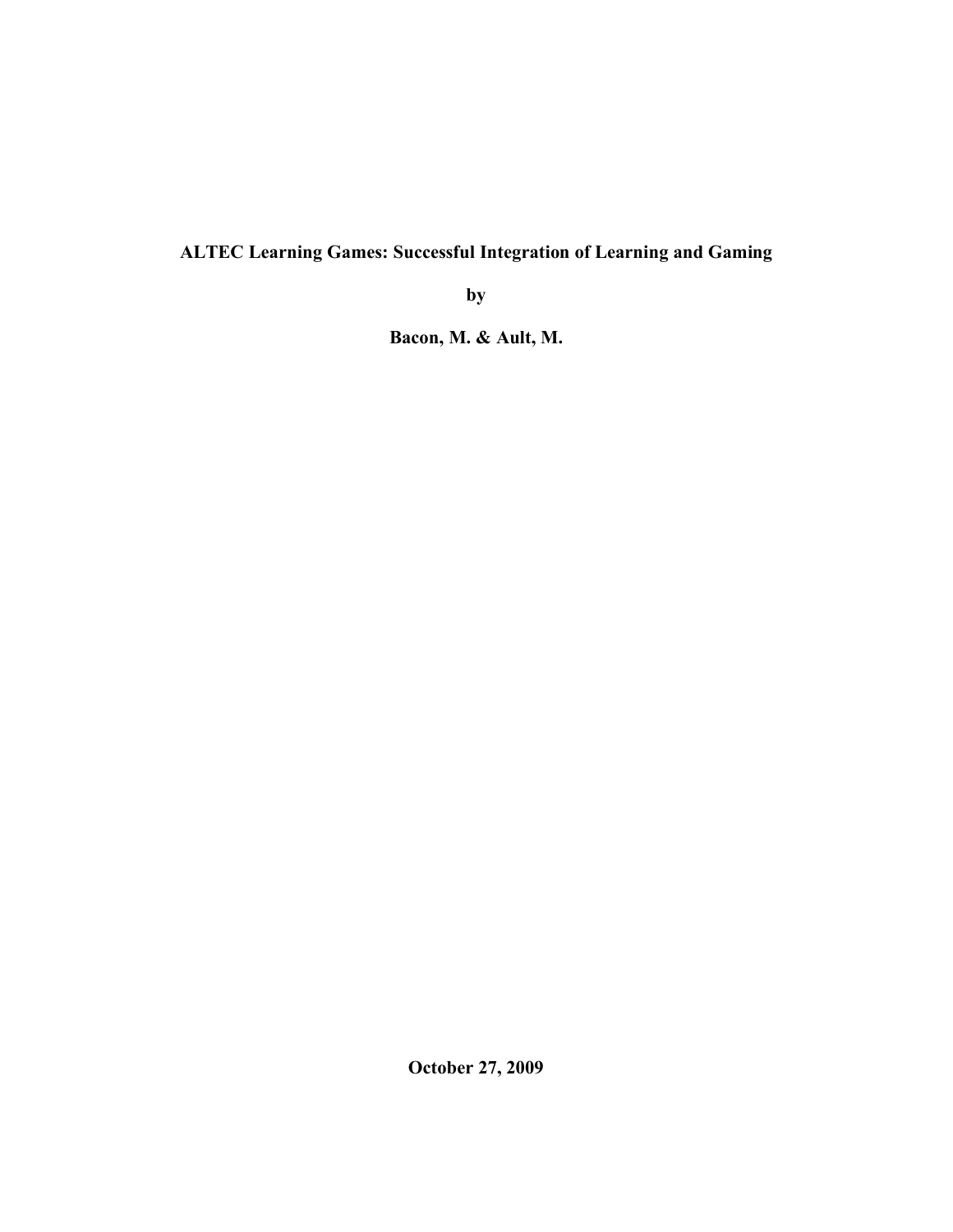# ALTEC Learning Games: Successful Integration of Learning and Gaming

by

**Bacon, M. & Ault, M.**

**October 27, 2009**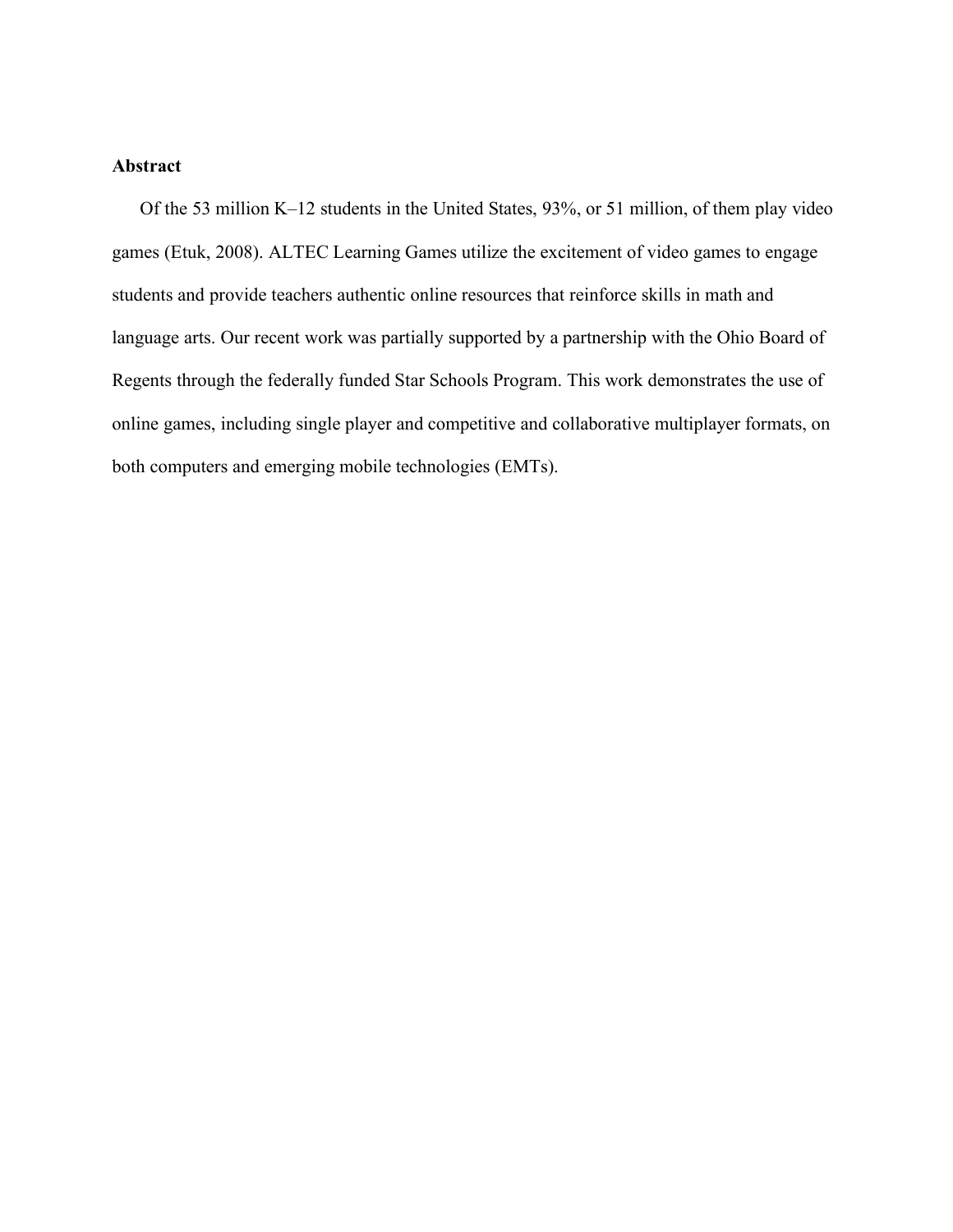**Abstract**

Of the 53 million K–12 students in the United States, 93%, or 51 million, of them play video games (Etuk, 2008). ALTEC Learning Games utilize the excitement of video games to engage students and provide teachers authentic online resources that reinforce skills in math and language arts. Our recent work was partially supported by a partnership with the Ohio Board of Regents through the federally funded Star Schools Program. This work demonstrates the use of online games, including single player and competitive and collaborative multiplayer formats, on both computers and emerging mobile technologies (EMTs).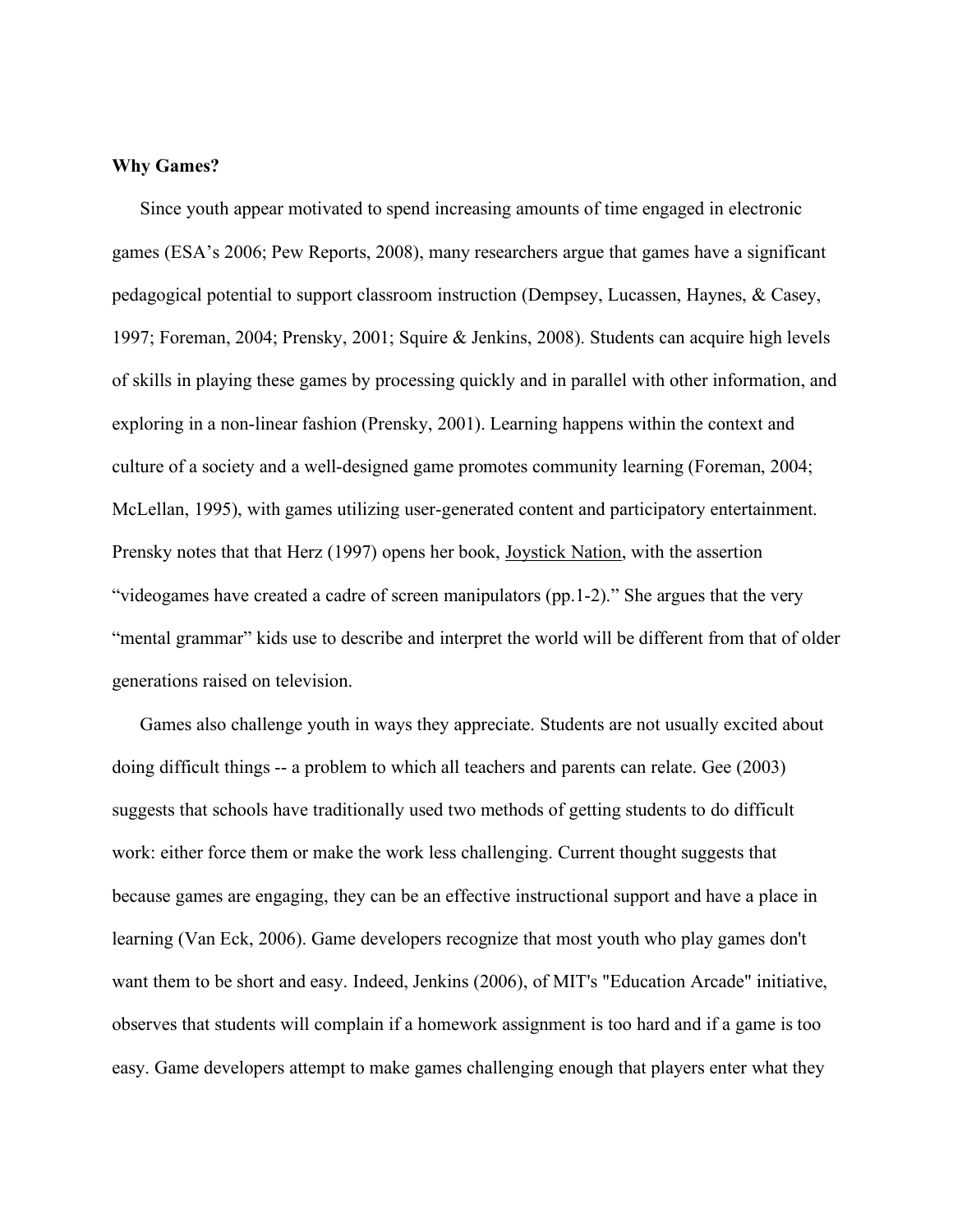**Why Games?**

Since youth appear motivated to spend increasing amounts of time engaged in electronic games (ESA's 2006; Pew Reports, 2008), many researchers argue that games have a significant pedagogical potential to support classroom instruction (Dempsey, Lucassen, Haynes, & Casey, 1997; Foreman, 2004; Prensky, 2001; Squire & Jenkins, 2008). Students can acquire high levels of skills in playing these games by processing quickly and in parallel with other information, and exploring in a non-linear fashion (Prensky, 2001). Learning happens within the context and culture of a society and a well-designed game promotes community learning (Foreman, 2004; McLellan, 1995), with games utilizing user-generated content and participatory entertainment. Prensky notes that that Herz (1997) opens her book, <u>Joystick Nation</u>, with the assertion "videogames have created a cadre of screen manipulators (pp.1-2)." She argues that the very "mental grammar" kids use to describe and interpret the world will be different from that of older generations raised on television.

Games also challenge youth in ways they appreciate. Students are not usually excited about doing difficult things -- a problem to which all teachers and parents can relate. Gee (2003) suggests that schools have traditionally used two methods of getting students to do difficult work: either force them or make the work less challenging. Current thought suggests that because games are engaging, they can be an effective instructional support and have a place in learning (Van Eck, 2006). Game developers recognize that most youth who play games don't want them to be short and easy. Indeed, Jenkins (2006), of MIT's "Education Arcade" initiative, observes that students will complain if a homework assignment is too hard and if a game is too easy. Game developers attempt to make games challenging enough that players enter what they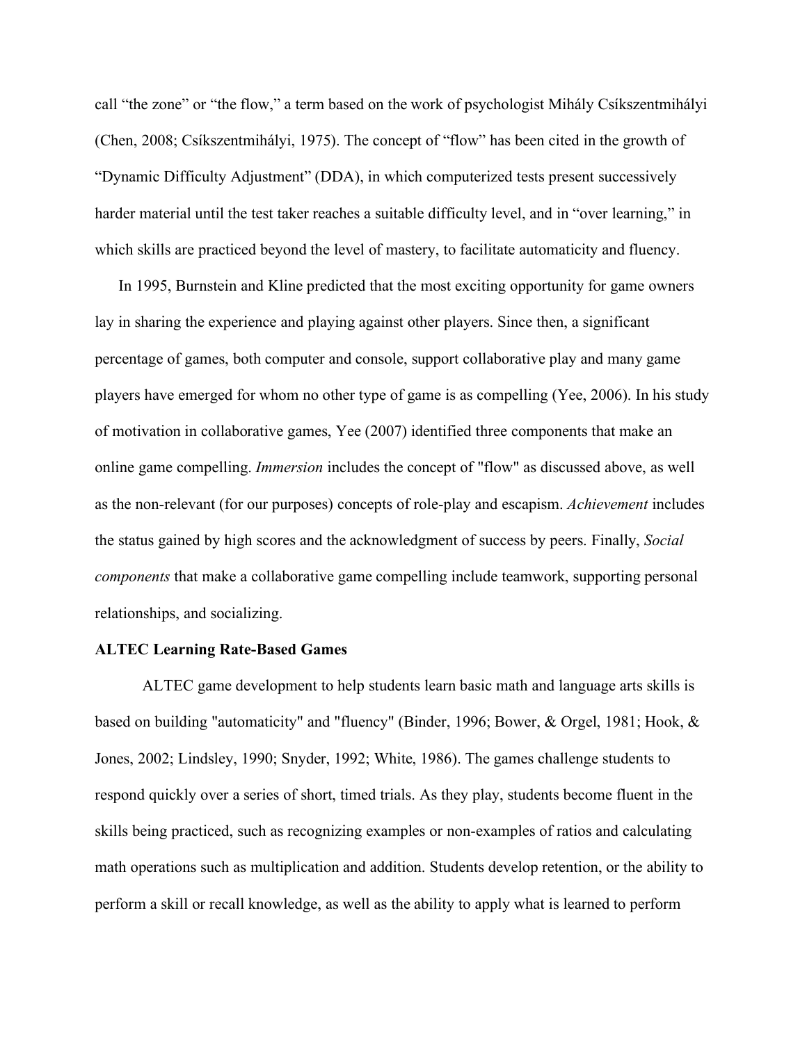call “the zone” or “the flow,” a term based on the work of psychologist Mihály Csíkszentmihályi (Chen, 2008; Csíkszentmihályi, 1975). The concept of “flow” has been cited in the growth of “Dynamic Difficulty Adjustment” (DDA), in which computerized tests present successively harder material until the test taker reaches a suitable difficulty level, and in “over learning,” in which skills are practiced beyond the level of mastery, to facilitate automaticity and fluency.

In 1995, Burnstein and Kline predicted that the most exciting opportunity for game owners lay in sharing the experience and playing against other players. Since then, a significant percentage of games, both computer and console, support collaborative play and many game players have emerged for whom no other type of game is as compelling (Yee, 2006). In his study of motivation in collaborative games, Yee (2007) identified three components that make an online game compelling. *Immersion* includes the concept of "flow" as discussed above, as well as the non-relevant (for our purposes) concepts of role-play and escapism. *Achievement* includes the status gained by high scores and the acknowledgment of success by peers. Finally, *Social components* that make a collaborative game compelling include teamwork, supporting personal relationships, and socializing.

**ALTEC Learning Rate-Based Games**

ALTEC game development to help students learn basic math and language arts skills is based on building "automaticity" and "fluency" (Binder, 1996; Bower, & Orgel, 1981; Hook, & Jones, 2002; Lindsley, 1990; Snyder, 1992; White, 1986). The games challenge students to respond quickly over a series of short, timed trials. As they play, students become fluent in the skills being practiced, such as recognizing examples or non-examples of ratios and calculating math operations such as multiplication and addition. Students develop retention, or the ability to perform a skill or recall knowledge, as well as the ability to apply what is learned to perform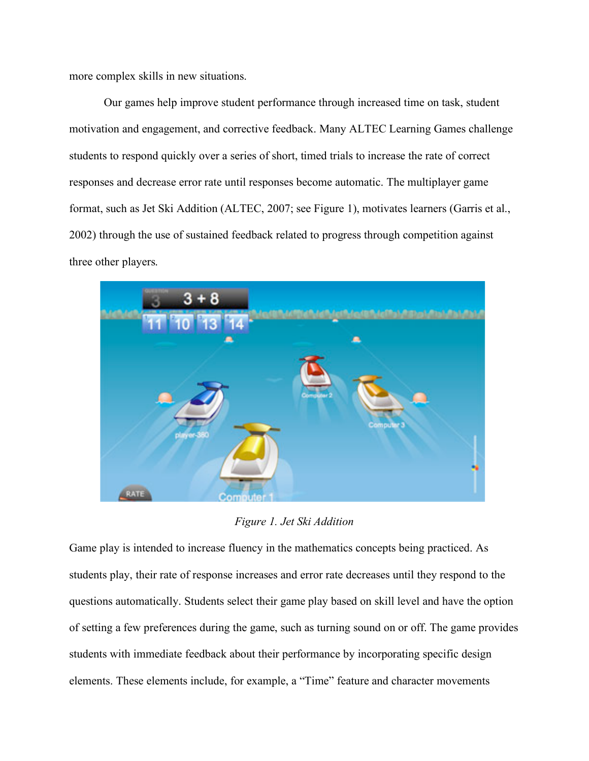more complex skills in new situations.

Our games help improve student performance through increased time on task, student motivation and engagement, and corrective feedback. Many ALTEC Learning Games challenge students to respond quickly over a series of short, timed trials to increase the rate of correct responses and decrease error rate until responses become automatic. The multiplayer game format, such as Jet Ski Addition (ALTEC, 2007; see Figure 1), motivates learners (Garris et al., 2002) through the use of sustained feedback related to progress through competition against three other players.

*Figure 1. Jet Ski Addition*

Game play is intended to increase fluency in the mathematics concepts being practiced. As students play, their rate of response increases and error rate decreases until they respond to the questions automatically. Students select their game play based on skill level and have the option of setting a few preferences during the game, such as turning sound on or off. The game provides students with immediate feedback about their performance by incorporating specific design elements. These elements include, for example, a “Time” feature and character movements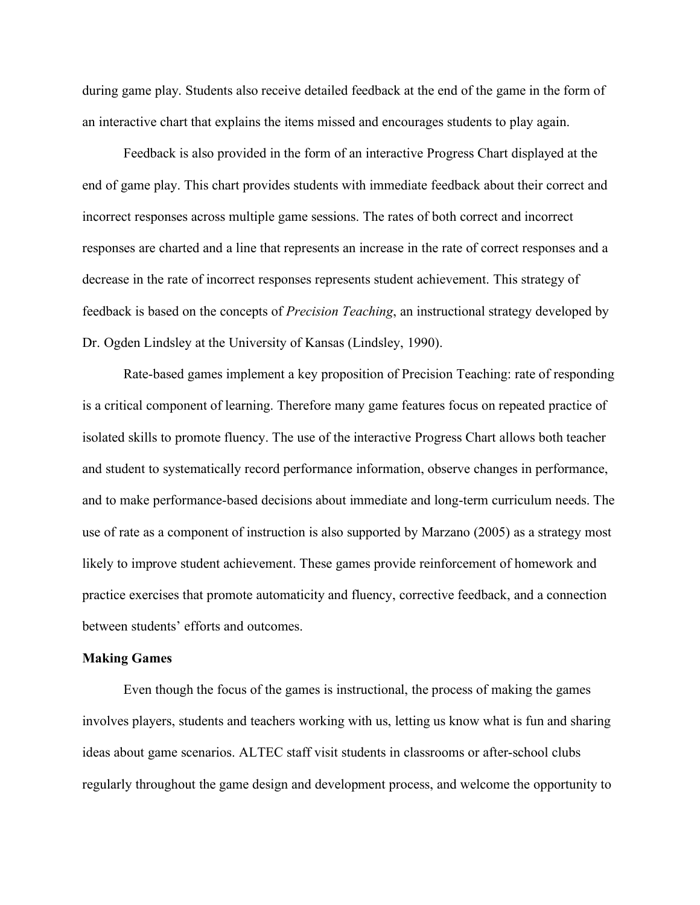during game play. Students also receive detailed feedback at the end of the game in the form of an interactive chart that explains the items missed and encourages students to play again.

Feedback is also provided in the form of an interactive Progress Chart displayed at the end of game play. This chart provides students with immediate feedback about their correct and incorrect responses across multiple game sessions. The rates of both correct and incorrect responses are charted and a line that represents an increase in the rate of correct responses and a decrease in the rate of incorrect responses represents student achievement. This strategy of feedback is based on the concepts of *Precision Teaching*, an instructional strategy developed by Dr. Ogden Lindsley at the University of Kansas (Lindsley, 1990).

Rate-based games implement a key proposition of Precision Teaching: rate of responding is a critical component of learning. Therefore many game features focus on repeated practice of isolated skills to promote fluency. The use of the interactive Progress Chart allows both teacher and student to systematically record performance information, observe changes in performance, and to make performance-based decisions about immediate and long-term curriculum needs. The use of rate as a component of instruction is also supported by Marzano (2005) as a strategy most likely to improve student achievement. These games provide reinforcement of homework and practice exercises that promote automaticity and fluency, corrective feedback, and a connection between students' efforts and outcomes.

**Making Games**

Even though the focus of the games is instructional, the process of making the games involves players, students and teachers working with us, letting us know what is fun and sharing ideas about game scenarios. ALTEC staff visit students in classrooms or after-school clubs regularly throughout the game design and development process, and welcome the opportunity to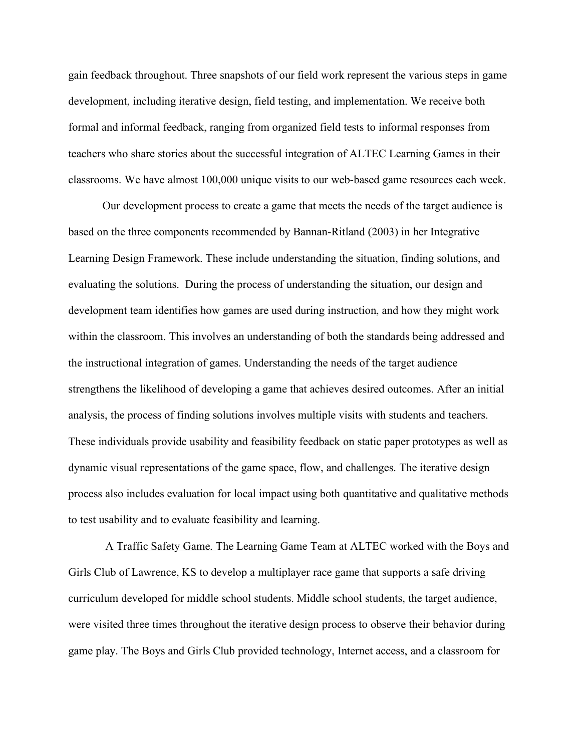gain feedback throughout. Three snapshots of our field work represent the various steps in game development, including iterative design, field testing, and implementation. We receive both formal and informal feedback, ranging from organized field tests to informal responses from teachers who share stories about the successful integration of ALTEC Learning Games in their classrooms. We have almost 100,000 unique visits to our web-based game resources each week.

Our development process to create a game that meets the needs of the target audience is based on the three components recommended by Bannan-Ritland (2003) in her Integrative Learning Design Framework. These include understanding the situation, finding solutions, and evaluating the solutions. During the process of understanding the situation, our design and development team identifies how games are used during instruction, and how they might work within the classroom. This involves an understanding of both the standards being addressed and the instructional integration of games. Understanding the needs of the target audience strengthens the likelihood of developing a game that achieves desired outcomes. After an initial analysis, the process of finding solutions involves multiple visits with students and teachers. These individuals provide usability and feasibility feedback on static paper prototypes as well as dynamic visual representations of the game space, flow, and challenges. The iterative design process also includes evaluation for local impact using both quantitative and qualitative methods to test usability and to evaluate feasibility and learning.

<u>A Traffic Safety Game.</u> The Learning Game Team at ALTEC worked with the Boys and Girls Club of Lawrence, KS to develop a multiplayer race game that supports a safe driving curriculum developed for middle school students. Middle school students, the target audience, were visited three times throughout the iterative design process to observe their behavior during game play. The Boys and Girls Club provided technology, Internet access, and a classroom for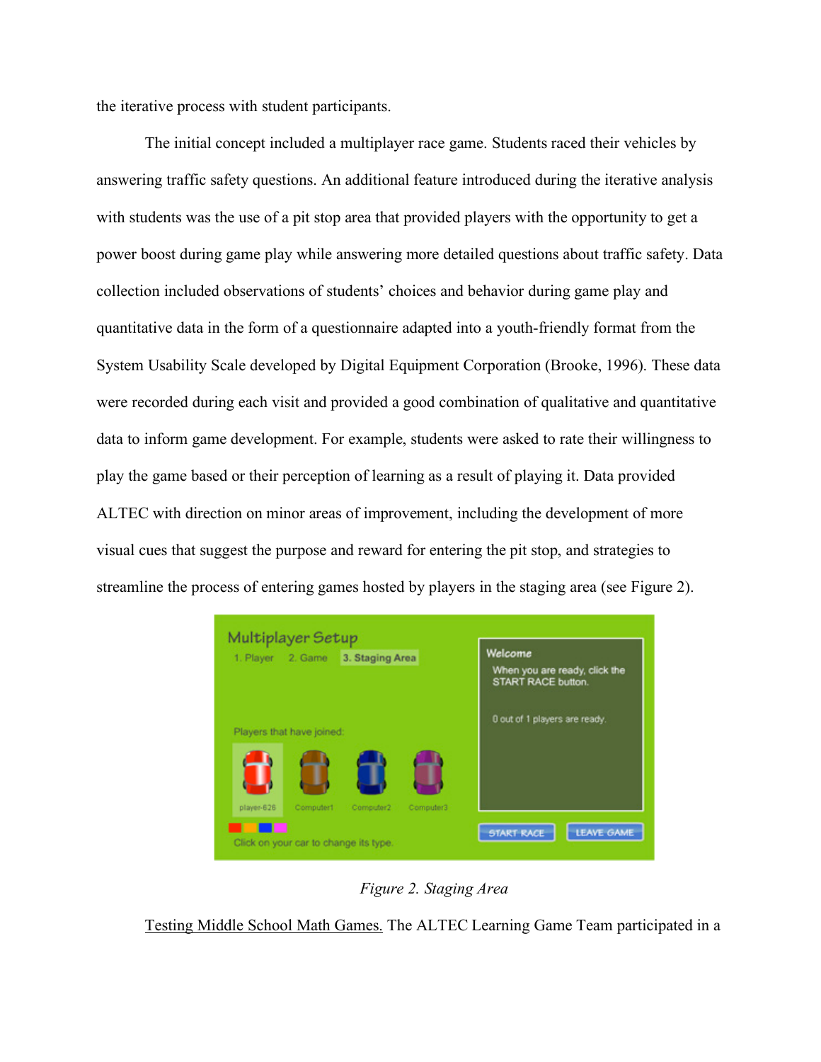the iterative process with student participants.

The initial concept included a multiplayer race game. Students raced their vehicles by answering traffic safety questions. An additional feature introduced during the iterative analysis with students was the use of a pit stop area that provided players with the opportunity to get a power boost during game play while answering more detailed questions about traffic safety. Data collection included observations of students' choices and behavior during game play and quantitative data in the form of a questionnaire adapted into a youth-friendly format from the System Usability Scale developed by Digital Equipment Corporation (Brooke, 1996). These data were recorded during each visit and provided a good combination of qualitative and quantitative data to inform game development. For example, students were asked to rate their willingness to play the game based or their perception of learning as a result of playing it. Data provided ALTEC with direction on minor areas of improvement, including the development of more visual cues that suggest the purpose and reward for entering the pit stop, and strategies to streamline the process of entering games hosted by players in the staging area (see Figure 2).

*Figure 2. Staging Area*

Testing Middle School Math Games. The ALTEC Learning Game Team participated in a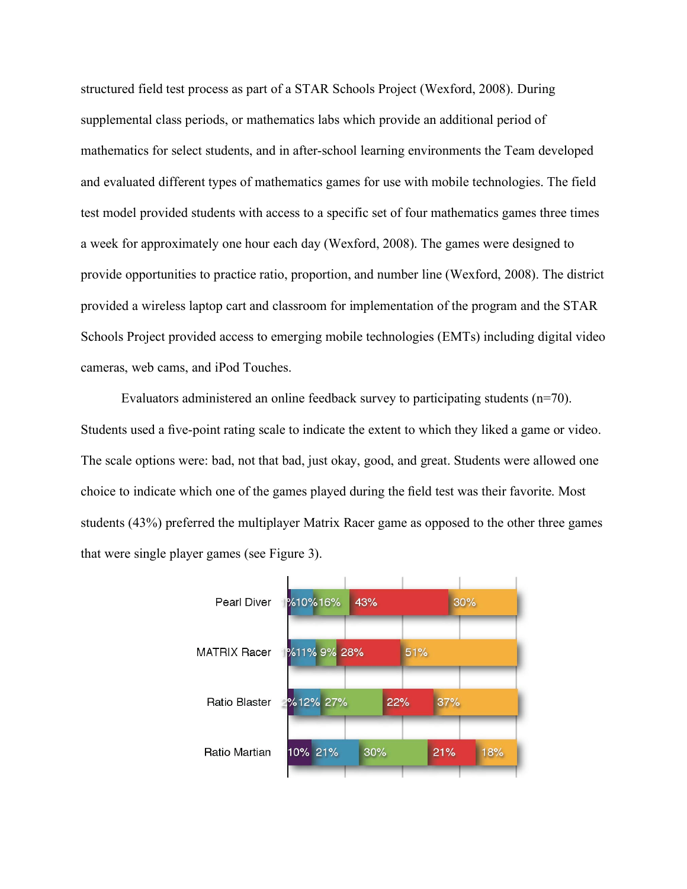structured field test process as part of a STAR Schools Project (Wexford, 2008). During supplemental class periods, or mathematics labs which provide an additional period of mathematics for select students, and in after-school learning environments the Team developed and evaluated different types of mathematics games for use with mobile technologies. The field test model provided students with access to a specific set of four mathematics games three times a week for approximately one hour each day (Wexford, 2008). The games were designed to provide opportunities to practice ratio, proportion, and number line (Wexford, 2008). The district provided a wireless laptop cart and classroom for implementation of the program and the STAR Schools Project provided access to emerging mobile technologies (EMTs) including digital video cameras, web cams, and iPod Touches.

Evaluators administered an online feedback survey to participating students (n=70). Students used a five-point rating scale to indicate the extent to which they liked a game or video. The scale options were: bad, not that bad, just okay, good, and great. Students were allowed one choice to indicate which one of the games played during the field test was their favorite. Most students (43%) preferred the multiplayer Matrix Racer game as opposed to the other three games that were single player games (see Figure 3).

| | | | | | |
|---|---|---|---|---|---|
| Pearl Diver | 1% | 10% | 16% | 43% | 30% |
| MATRIX Racer | 1% | 11% | 9% | 28% | 51% |
| Ratio Blaster | 2% | 12% | 27% | 22% | 37% |
| Ratio Martian | 10% | 21% | 30% | 21% | 18% |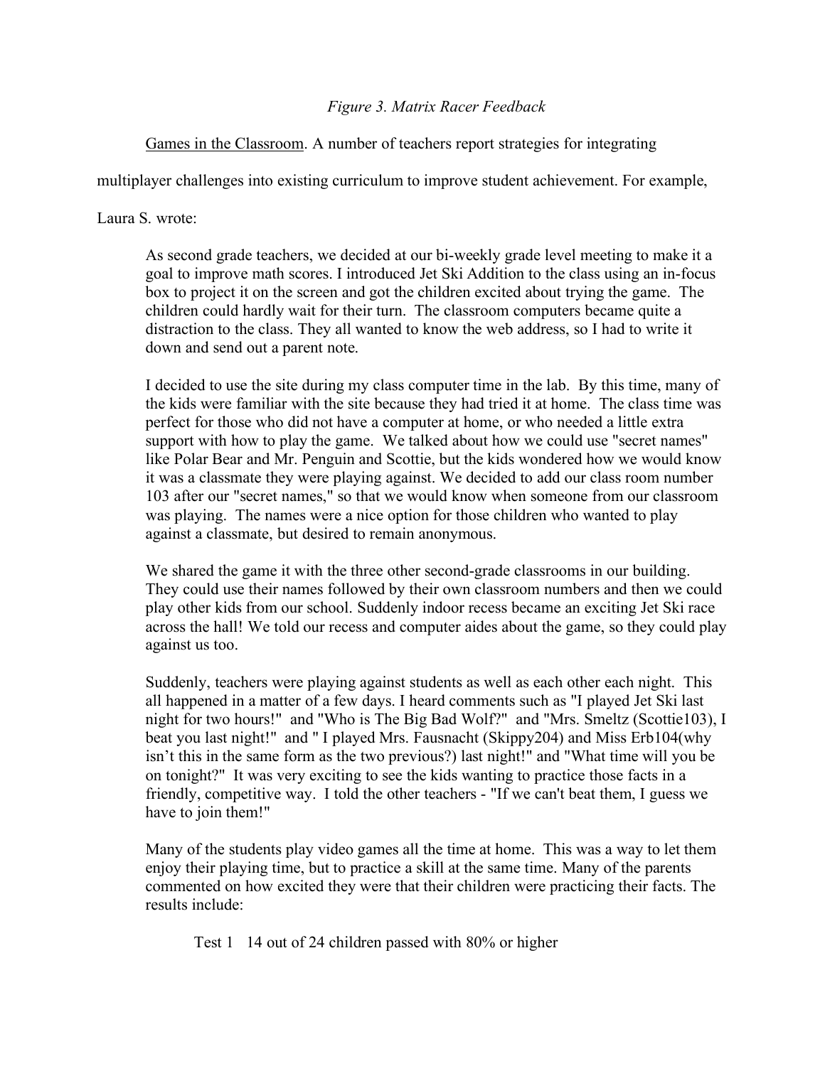*Figure 3. Matrix Racer Feedback*

Games in the Classroom. A number of teachers report strategies for integrating multiplayer challenges into existing curriculum to improve student achievement. For example, Laura S. wrote:

> As second grade teachers, we decided at our bi-weekly grade level meeting to make it a goal to improve math scores. I introduced Jet Ski Addition to the class using an in-focus box to project it on the screen and got the children excited about trying the game. The children could hardly wait for their turn. The classroom computers became quite a distraction to the class. They all wanted to know the web address, so I had to write it down and send out a parent note.
>
> I decided to use the site during my class computer time in the lab. By this time, many of the kids were familiar with the site because they had tried it at home. The class time was perfect for those who did not have a computer at home, or who needed a little extra support with how to play the game. We talked about how we could use "secret names" like Polar Bear and Mr. Penguin and Scottie, but the kids wondered how we would know it was a classmate they were playing against. We decided to add our class room number 103 after our "secret names," so that we would know when someone from our classroom was playing. The names were a nice option for those children who wanted to play against a classmate, but desired to remain anonymous.
>
> We shared the game it with the three other second-grade classrooms in our building. They could use their names followed by their own classroom numbers and then we could play other kids from our school. Suddenly indoor recess became an exciting Jet Ski race across the hall! We told our recess and computer aides about the game, so they could play against us too.
>
> Suddenly, teachers were playing against students as well as each other each night. This all happened in a matter of a few days. I heard comments such as "I played Jet Ski last night for two hours!" and "Who is The Big Bad Wolf?" and "Mrs. Smeltz (Scottie103), I beat you last night!" and " I played Mrs. Fausnacht (Skippy204) and Miss Erb104(why isn't this in the same form as the two previous?) last night!" and "What time will you be on tonight?" It was very exciting to see the kids wanting to practice those facts in a friendly, competitive way. I told the other teachers - "If we can't beat them, I guess we have to join them!"
>
> Many of the students play video games all the time at home. This was a way to let them enjoy their playing time, but to practice a skill at the same time. Many of the parents commented on how excited they were that their children were practicing their facts. The results include:
>
> Test 1 14 out of 24 children passed with 80% or higher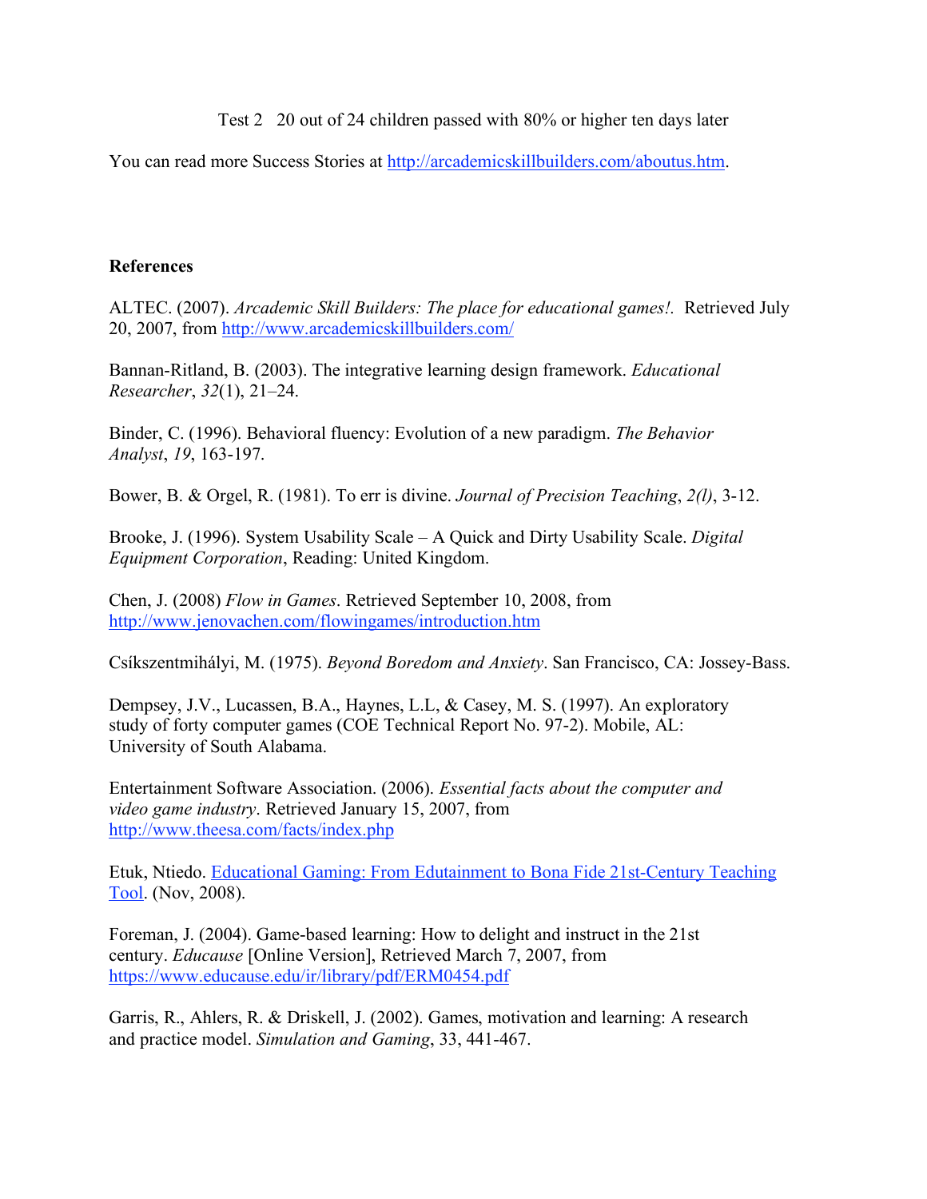Test 2   20 out of 24 children passed with 80% or higher ten days later

You can read more Success Stories at http://arcademicskillbuilders.com/aboutus.htm.

**References**

ALTEC. (2007). *Arcademic Skill Builders: The place for educational games!.* Retrieved July 20, 2007, from http://www.arcademicskillbuilders.com/

Bannan-Ritland, B. (2003). The integrative learning design framework. *Educational Researcher*, *32*(1), 21–24.

Binder, C. (1996). Behavioral fluency: Evolution of a new paradigm. *The Behavior Analyst*, *19*, 163-197.

Bower, B. & Orgel, R. (1981). To err is divine. *Journal of Precision Teaching*, *2(l)*, 3-12.

Brooke, J. (1996). System Usability Scale – A Quick and Dirty Usability Scale. *Digital Equipment Corporation*, Reading: United Kingdom.

Chen, J. (2008) *Flow in Games*. Retrieved September 10, 2008, from http://www.jenovachen.com/flowingames/introduction.htm

Csíkszentmihályi, M. (1975). *Beyond Boredom and Anxiety*. San Francisco, CA: Jossey-Bass.

Dempsey, J.V., Lucassen, B.A., Haynes, L.L, & Casey, M. S. (1997). An exploratory study of forty computer games (COE Technical Report No. 97-2). Mobile, AL: University of South Alabama.

Entertainment Software Association. (2006). *Essential facts about the computer and video game industry*. Retrieved January 15, 2007, from http://www.theesa.com/facts/index.php

Etuk, Ntiedo. Educational Gaming: From Edutainment to Bona Fide 21st-Century Teaching Tool. (Nov, 2008).

Foreman, J. (2004). Game-based learning: How to delight and instruct in the 21st century. *Educause* [Online Version], Retrieved March 7, 2007, from https://www.educause.edu/ir/library/pdf/ERM0454.pdf

Garris, R., Ahlers, R. & Driskell, J. (2002). Games, motivation and learning: A research and practice model. *Simulation and Gaming*, 33, 441-467.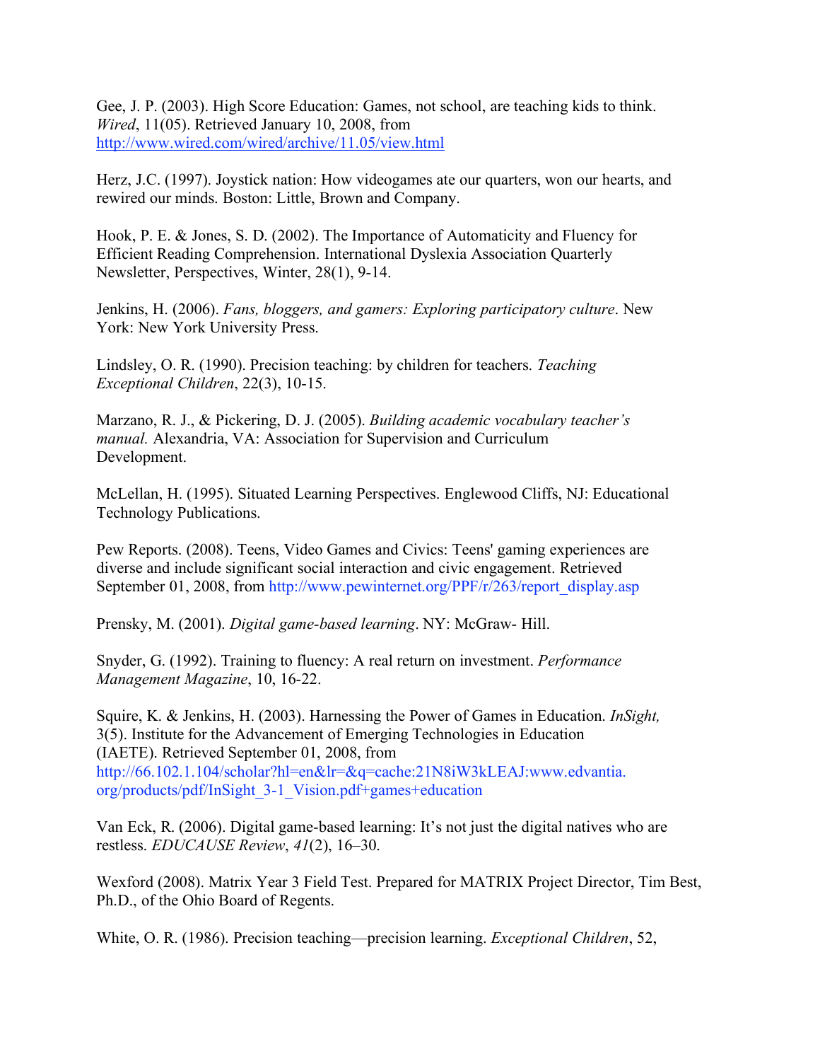Gee, J. P. (2003). High Score Education: Games, not school, are teaching kids to think. *Wired*, 11(05). Retrieved January 10, 2008, from http://www.wired.com/wired/archive/11.05/view.html

Herz, J.C. (1997). Joystick nation: How videogames ate our quarters, won our hearts, and rewired our minds. Boston: Little, Brown and Company.

Hook, P. E. & Jones, S. D. (2002). The Importance of Automaticity and Fluency for Efficient Reading Comprehension. International Dyslexia Association Quarterly Newsletter, Perspectives, Winter, 28(1), 9-14.

Jenkins, H. (2006). *Fans, bloggers, and gamers: Exploring participatory culture*. New York: New York University Press.

Lindsley, O. R. (1990). Precision teaching: by children for teachers. *Teaching Exceptional Children*, 22(3), 10-15.

Marzano, R. J., & Pickering, D. J. (2005). *Building academic vocabulary teacher's manual.* Alexandria, VA: Association for Supervision and Curriculum Development.

McLellan, H. (1995). Situated Learning Perspectives. Englewood Cliffs, NJ: Educational Technology Publications.

Pew Reports. (2008). Teens, Video Games and Civics: Teens' gaming experiences are diverse and include significant social interaction and civic engagement. Retrieved September 01, 2008, from http://www.pewinternet.org/PPF/r/263/report_display.asp

Prensky, M. (2001). *Digital game-based learning*. NY: McGraw- Hill.

Snyder, G. (1992). Training to fluency: A real return on investment. *Performance Management Magazine*, 10, 16-22.

Squire, K. & Jenkins, H. (2003). Harnessing the Power of Games in Education. *InSight,* 3(5). Institute for the Advancement of Emerging Technologies in Education (IAETE). Retrieved September 01, 2008, from http://66.102.1.104/scholar?hl=en&lr=&q=cache:21N8iW3kLEAJ:www.edvantia.org/products/pdf/InSight_3-1_Vision.pdf+games+education

Van Eck, R. (2006). Digital game-based learning: It's not just the digital natives who are restless. *EDUCAUSE Review*, *41*(2), 16–30.

Wexford (2008). Matrix Year 3 Field Test. Prepared for MATRIX Project Director, Tim Best, Ph.D., of the Ohio Board of Regents.

White, O. R. (1986). Precision teaching—precision learning. *Exceptional Children*, 52,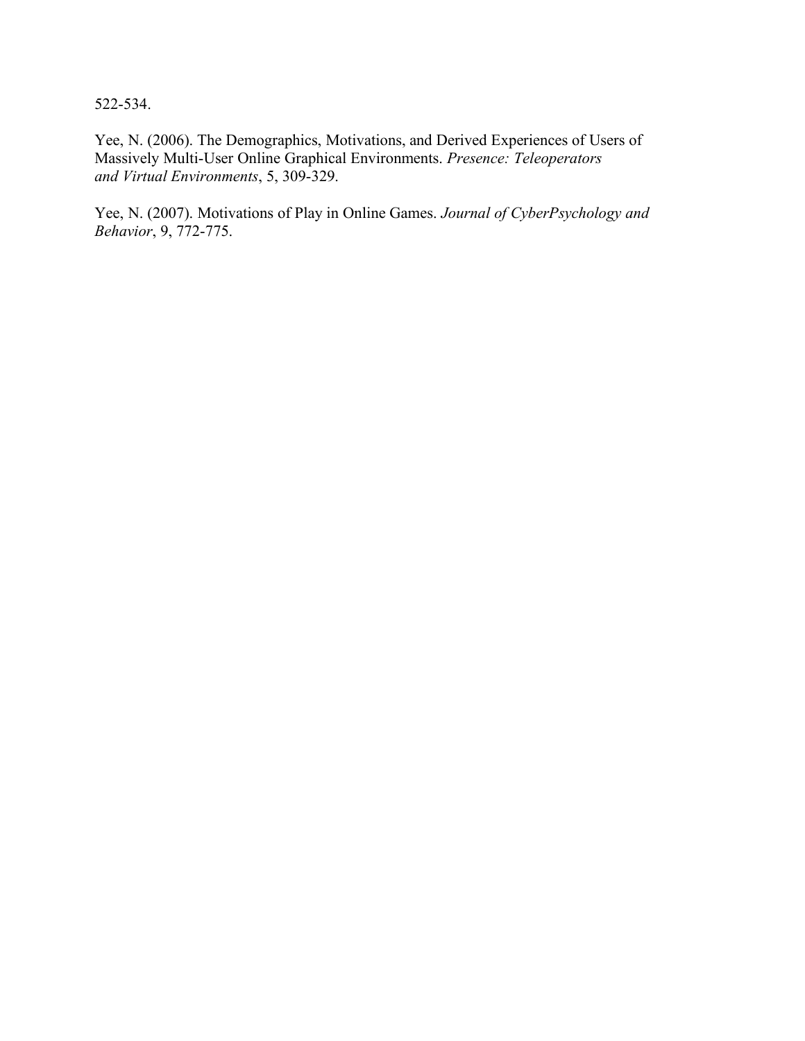522-534.

Yee, N. (2006). The Demographics, Motivations, and Derived Experiences of Users of Massively Multi-User Online Graphical Environments. *Presence: Teleoperators and Virtual Environments*, 5, 309-329.

Yee, N. (2007). Motivations of Play in Online Games. *Journal of CyberPsychology and Behavior*, 9, 772-775.